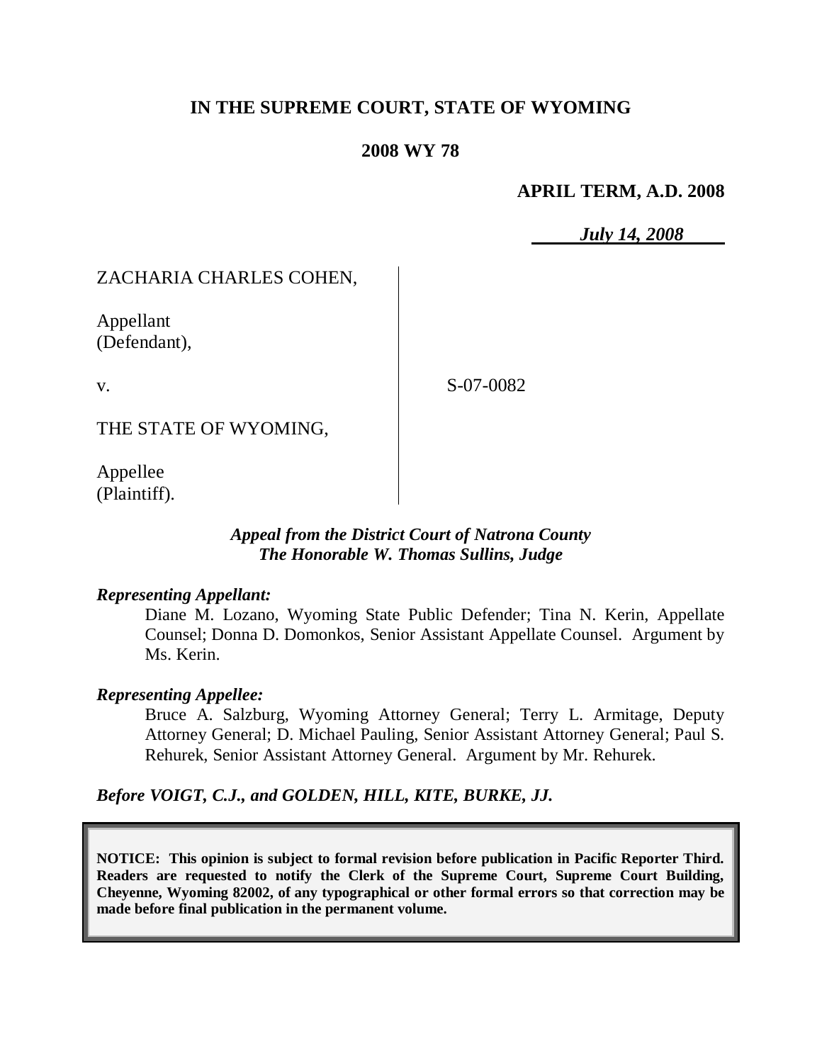**IN THE SUPREME COURT, STATE OF WYOMING**

**2008 WY 78**

**APRIL TERM, A.D. 2008**

*July 14, 2008*

ZACHARIA CHARLES COHEN,

Appellant
(Defendant),

v.

S-07-0082

THE STATE OF WYOMING,

Appellee
(Plaintiff).

***Appeal from the District Court of Natrona County***
***The Honorable W. Thomas Sullins, Judge***

***Representing Appellant:***

Diane M. Lozano, Wyoming State Public Defender; Tina N. Kerin, Appellate Counsel; Donna D. Domonkos, Senior Assistant Appellate Counsel. Argument by Ms. Kerin.

***Representing Appellee:***

Bruce A. Salzburg, Wyoming Attorney General; Terry L. Armitage, Deputy Attorney General; D. Michael Pauling, Senior Assistant Attorney General; Paul S. Rehurek, Senior Assistant Attorney General. Argument by Mr. Rehurek.

***Before VOIGT, C.J., and GOLDEN, HILL, KITE, BURKE, JJ.***

**NOTICE: This opinion is subject to formal revision before publication in Pacific Reporter Third. Readers are requested to notify the Clerk of the Supreme Court, Supreme Court Building, Cheyenne, Wyoming 82002, of any typographical or other formal errors so that correction may be made before final publication in the permanent volume.**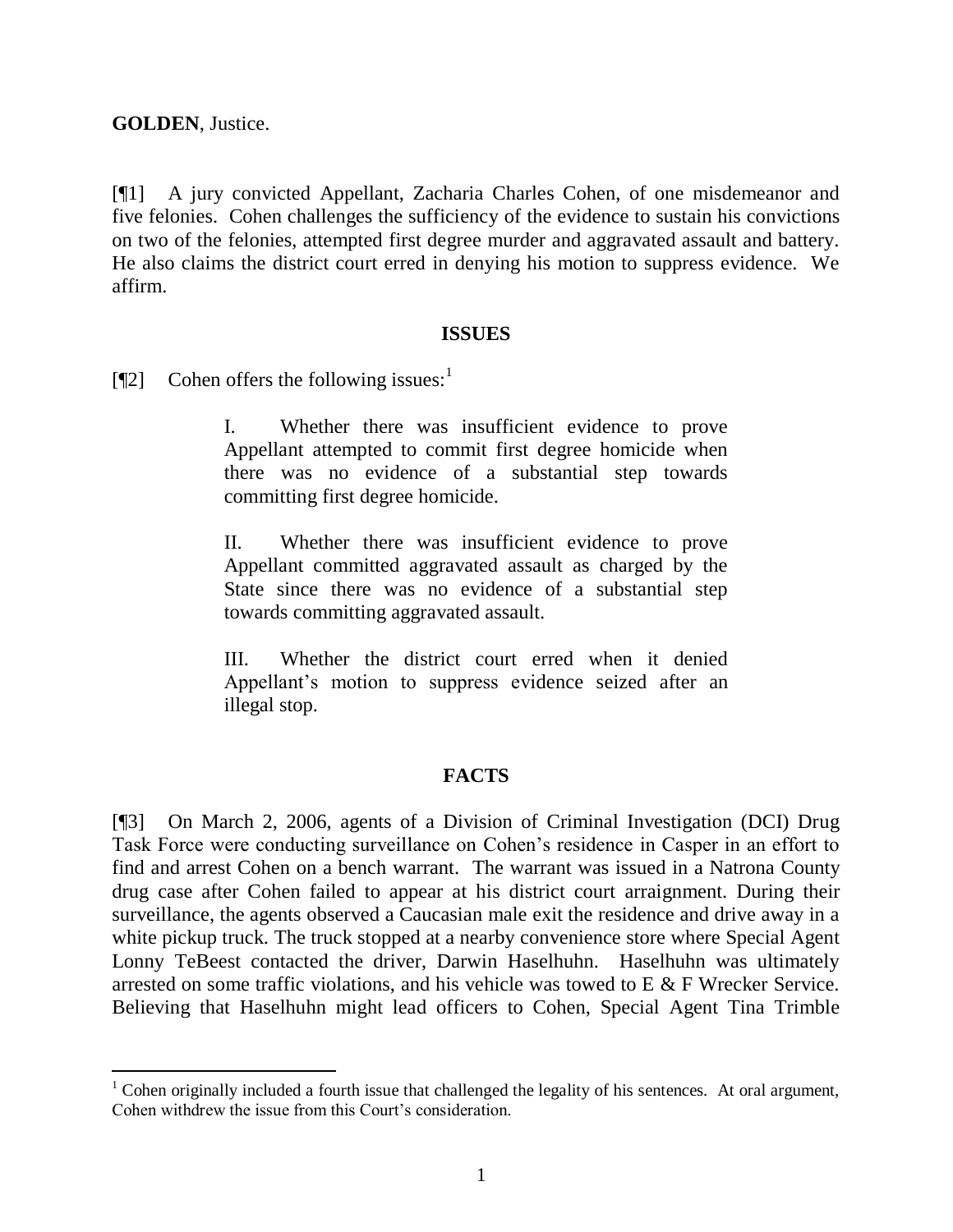**GOLDEN**, Justice.

[¶1] A jury convicted Appellant, Zacharia Charles Cohen, of one misdemeanor and five felonies. Cohen challenges the sufficiency of the evidence to sustain his convictions on two of the felonies, attempted first degree murder and aggravated assault and battery. He also claims the district court erred in denying his motion to suppress evidence. We affirm.

## ISSUES

[¶2] Cohen offers the following issues:[1]

> I. Whether there was insufficient evidence to prove Appellant attempted to commit first degree homicide when there was no evidence of a substantial step towards committing first degree homicide.
>
> II. Whether there was insufficient evidence to prove Appellant committed aggravated assault as charged by the State since there was no evidence of a substantial step towards committing aggravated assault.
>
> III. Whether the district court erred when it denied Appellant's motion to suppress evidence seized after an illegal stop.

## FACTS

[¶3] On March 2, 2006, agents of a Division of Criminal Investigation (DCI) Drug Task Force were conducting surveillance on Cohen's residence in Casper in an effort to find and arrest Cohen on a bench warrant. The warrant was issued in a Natrona County drug case after Cohen failed to appear at his district court arraignment. During their surveillance, the agents observed a Caucasian male exit the residence and drive away in a white pickup truck. The truck stopped at a nearby convenience store where Special Agent Lonny TeBeest contacted the driver, Darwin Haselhuhn. Haselhuhn was ultimately arrested on some traffic violations, and his vehicle was towed to E & F Wrecker Service. Believing that Haselhuhn might lead officers to Cohen, Special Agent Tina Trimble

[1] Cohen originally included a fourth issue that challenged the legality of his sentences. At oral argument, Cohen withdrew the issue from this Court's consideration.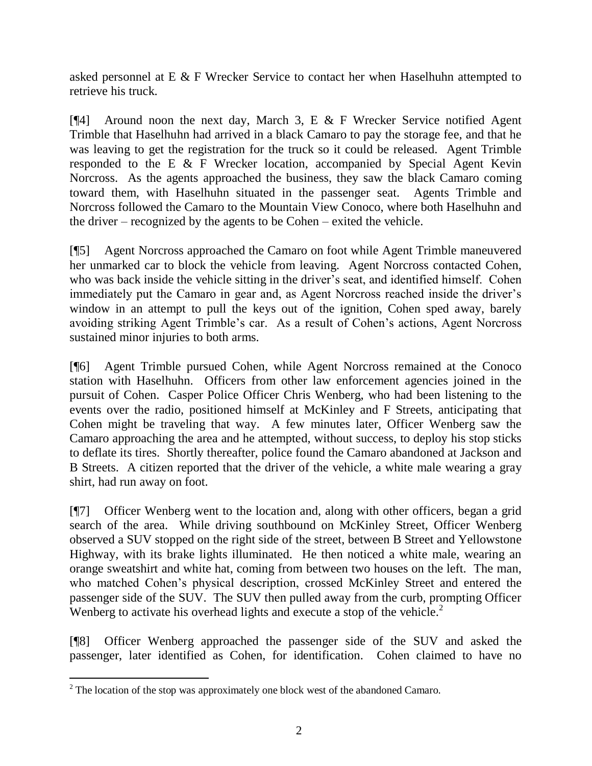asked personnel at E & F Wrecker Service to contact her when Haselhuhn attempted to retrieve his truck.

[¶4] Around noon the next day, March 3, E & F Wrecker Service notified Agent Trimble that Haselhuhn had arrived in a black Camaro to pay the storage fee, and that he was leaving to get the registration for the truck so it could be released. Agent Trimble responded to the E & F Wrecker location, accompanied by Special Agent Kevin Norcross. As the agents approached the business, they saw the black Camaro coming toward them, with Haselhuhn situated in the passenger seat. Agents Trimble and Norcross followed the Camaro to the Mountain View Conoco, where both Haselhuhn and the driver – recognized by the agents to be Cohen – exited the vehicle.

[¶5] Agent Norcross approached the Camaro on foot while Agent Trimble maneuvered her unmarked car to block the vehicle from leaving. Agent Norcross contacted Cohen, who was back inside the vehicle sitting in the driver's seat, and identified himself. Cohen immediately put the Camaro in gear and, as Agent Norcross reached inside the driver's window in an attempt to pull the keys out of the ignition, Cohen sped away, barely avoiding striking Agent Trimble's car. As a result of Cohen's actions, Agent Norcross sustained minor injuries to both arms.

[¶6] Agent Trimble pursued Cohen, while Agent Norcross remained at the Conoco station with Haselhuhn. Officers from other law enforcement agencies joined in the pursuit of Cohen. Casper Police Officer Chris Wenberg, who had been listening to the events over the radio, positioned himself at McKinley and F Streets, anticipating that Cohen might be traveling that way. A few minutes later, Officer Wenberg saw the Camaro approaching the area and he attempted, without success, to deploy his stop sticks to deflate its tires. Shortly thereafter, police found the Camaro abandoned at Jackson and B Streets. A citizen reported that the driver of the vehicle, a white male wearing a gray shirt, had run away on foot.

[¶7] Officer Wenberg went to the location and, along with other officers, began a grid search of the area. While driving southbound on McKinley Street, Officer Wenberg observed a SUV stopped on the right side of the street, between B Street and Yellowstone Highway, with its brake lights illuminated. He then noticed a white male, wearing an orange sweatshirt and white hat, coming from between two houses on the left. The man, who matched Cohen's physical description, crossed McKinley Street and entered the passenger side of the SUV. The SUV then pulled away from the curb, prompting Officer Wenberg to activate his overhead lights and execute a stop of the vehicle.[2]

[¶8] Officer Wenberg approached the passenger side of the SUV and asked the passenger, later identified as Cohen, for identification. Cohen claimed to have no

---

[2] The location of the stop was approximately one block west of the abandoned Camaro.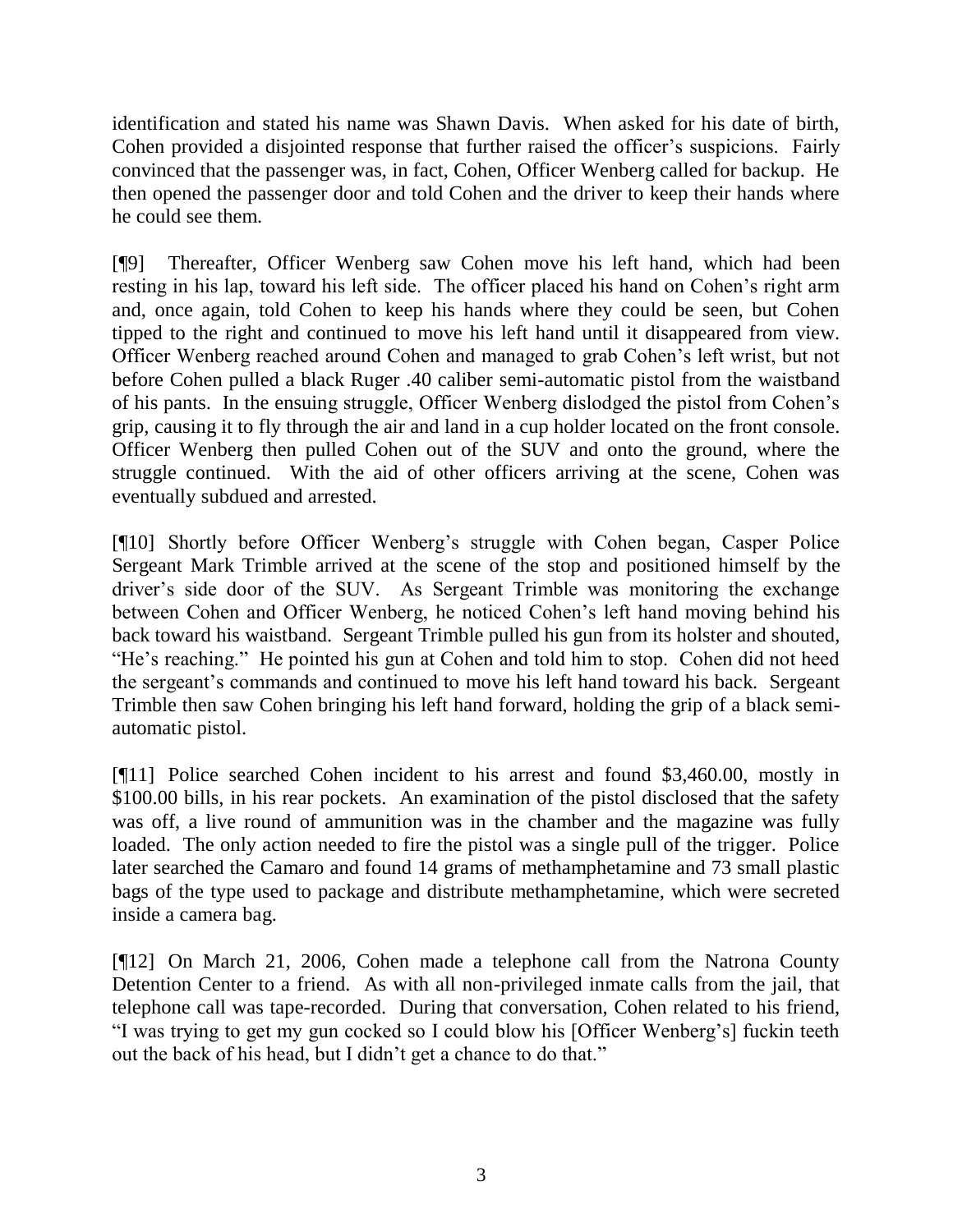identification and stated his name was Shawn Davis. When asked for his date of birth, Cohen provided a disjointed response that further raised the officer's suspicions. Fairly convinced that the passenger was, in fact, Cohen, Officer Wenberg called for backup. He then opened the passenger door and told Cohen and the driver to keep their hands where he could see them.

[¶9] Thereafter, Officer Wenberg saw Cohen move his left hand, which had been resting in his lap, toward his left side. The officer placed his hand on Cohen's right arm and, once again, told Cohen to keep his hands where they could be seen, but Cohen tipped to the right and continued to move his left hand until it disappeared from view. Officer Wenberg reached around Cohen and managed to grab Cohen's left wrist, but not before Cohen pulled a black Ruger .40 caliber semi-automatic pistol from the waistband of his pants. In the ensuing struggle, Officer Wenberg dislodged the pistol from Cohen's grip, causing it to fly through the air and land in a cup holder located on the front console. Officer Wenberg then pulled Cohen out of the SUV and onto the ground, where the struggle continued. With the aid of other officers arriving at the scene, Cohen was eventually subdued and arrested.

[¶10] Shortly before Officer Wenberg's struggle with Cohen began, Casper Police Sergeant Mark Trimble arrived at the scene of the stop and positioned himself by the driver's side door of the SUV. As Sergeant Trimble was monitoring the exchange between Cohen and Officer Wenberg, he noticed Cohen's left hand moving behind his back toward his waistband. Sergeant Trimble pulled his gun from its holster and shouted, "He's reaching." He pointed his gun at Cohen and told him to stop. Cohen did not heed the sergeant's commands and continued to move his left hand toward his back. Sergeant Trimble then saw Cohen bringing his left hand forward, holding the grip of a black semi-automatic pistol.

[¶11] Police searched Cohen incident to his arrest and found $3,460.00, mostly in $100.00 bills, in his rear pockets. An examination of the pistol disclosed that the safety was off, a live round of ammunition was in the chamber and the magazine was fully loaded. The only action needed to fire the pistol was a single pull of the trigger. Police later searched the Camaro and found 14 grams of methamphetamine and 73 small plastic bags of the type used to package and distribute methamphetamine, which were secreted inside a camera bag.

[¶12] On March 21, 2006, Cohen made a telephone call from the Natrona County Detention Center to a friend. As with all non-privileged inmate calls from the jail, that telephone call was tape-recorded. During that conversation, Cohen related to his friend, "I was trying to get my gun cocked so I could blow his [Officer Wenberg's] fuckin teeth out the back of his head, but I didn't get a chance to do that."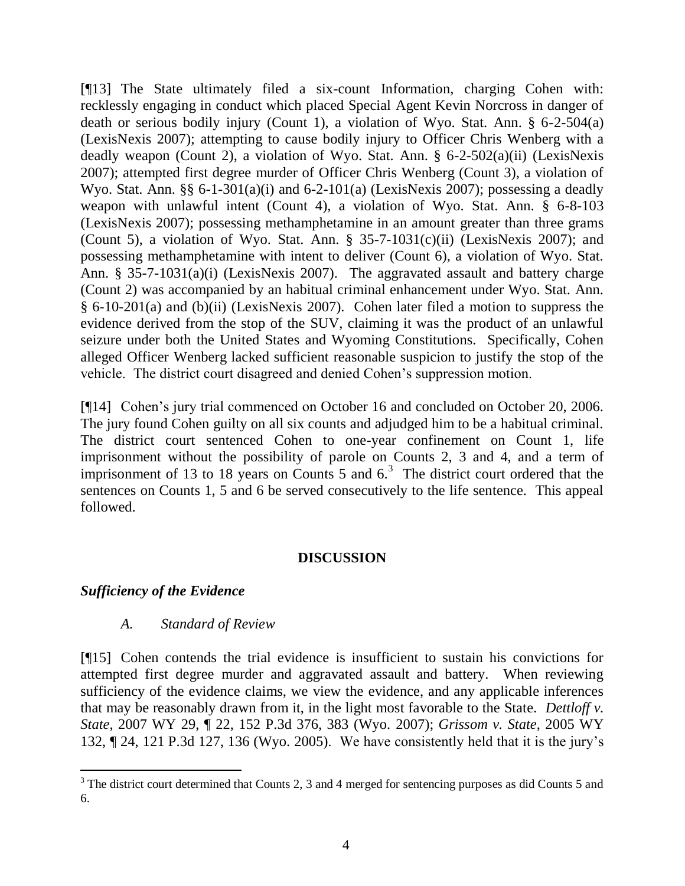[¶13] The State ultimately filed a six-count Information, charging Cohen with: recklessly engaging in conduct which placed Special Agent Kevin Norcross in danger of death or serious bodily injury (Count 1), a violation of Wyo. Stat. Ann. § 6-2-504(a) (LexisNexis 2007); attempting to cause bodily injury to Officer Chris Wenberg with a deadly weapon (Count 2), a violation of Wyo. Stat. Ann. § 6-2-502(a)(ii) (LexisNexis 2007); attempted first degree murder of Officer Chris Wenberg (Count 3), a violation of Wyo. Stat. Ann. §§ 6-1-301(a)(i) and 6-2-101(a) (LexisNexis 2007); possessing a deadly weapon with unlawful intent (Count 4), a violation of Wyo. Stat. Ann. § 6-8-103 (LexisNexis 2007); possessing methamphetamine in an amount greater than three grams (Count 5), a violation of Wyo. Stat. Ann. § 35-7-1031(c)(ii) (LexisNexis 2007); and possessing methamphetamine with intent to deliver (Count 6), a violation of Wyo. Stat. Ann. § 35-7-1031(a)(i) (LexisNexis 2007). The aggravated assault and battery charge (Count 2) was accompanied by an habitual criminal enhancement under Wyo. Stat. Ann. § 6-10-201(a) and (b)(ii) (LexisNexis 2007). Cohen later filed a motion to suppress the evidence derived from the stop of the SUV, claiming it was the product of an unlawful seizure under both the United States and Wyoming Constitutions. Specifically, Cohen alleged Officer Wenberg lacked sufficient reasonable suspicion to justify the stop of the vehicle. The district court disagreed and denied Cohen's suppression motion.

[¶14] Cohen's jury trial commenced on October 16 and concluded on October 20, 2006. The jury found Cohen guilty on all six counts and adjudged him to be a habitual criminal. The district court sentenced Cohen to one-year confinement on Count 1, life imprisonment without the possibility of parole on Counts 2, 3 and 4, and a term of imprisonment of 13 to 18 years on Counts 5 and 6.[3] The district court ordered that the sentences on Counts 1, 5 and 6 be served consecutively to the life sentence. This appeal followed.

## DISCUSSION

### *Sufficiency of the Evidence*

#### *A. Standard of Review*

[¶15] Cohen contends the trial evidence is insufficient to sustain his convictions for attempted first degree murder and aggravated assault and battery. When reviewing sufficiency of the evidence claims, we view the evidence, and any applicable inferences that may be reasonably drawn from it, in the light most favorable to the State. *Dettloff v. State*, 2007 WY 29, ¶ 22, 152 P.3d 376, 383 (Wyo. 2007); *Grissom v. State*, 2005 WY 132, ¶ 24, 121 P.3d 127, 136 (Wyo. 2005). We have consistently held that it is the jury's

---

[3] The district court determined that Counts 2, 3 and 4 merged for sentencing purposes as did Counts 5 and 6.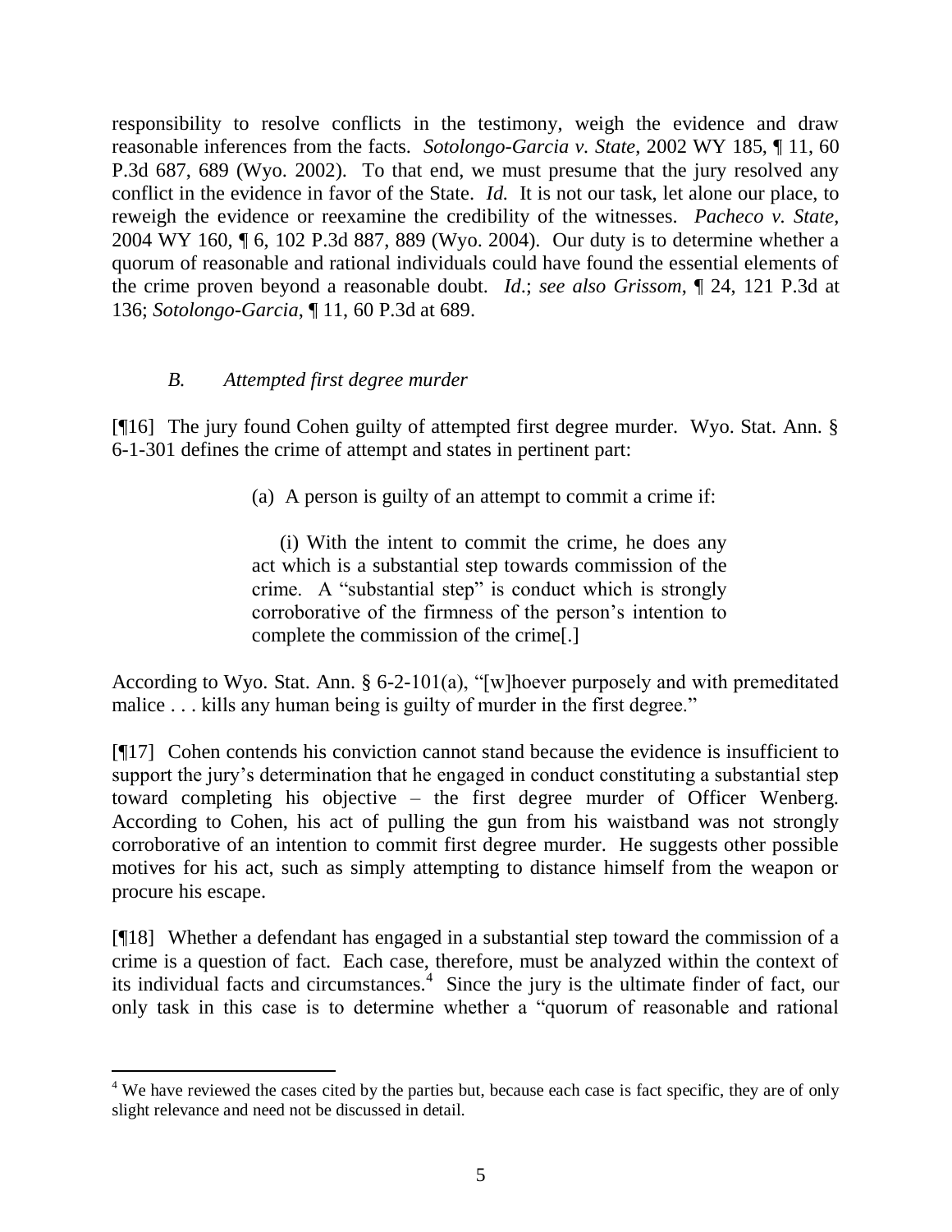responsibility to resolve conflicts in the testimony, weigh the evidence and draw reasonable inferences from the facts. *Sotolongo-Garcia v. State*, 2002 WY 185, ¶ 11, 60 P.3d 687, 689 (Wyo. 2002). To that end, we must presume that the jury resolved any conflict in the evidence in favor of the State. *Id.* It is not our task, let alone our place, to reweigh the evidence or reexamine the credibility of the witnesses. *Pacheco v. State*, 2004 WY 160, ¶ 6, 102 P.3d 887, 889 (Wyo. 2004). Our duty is to determine whether a quorum of reasonable and rational individuals could have found the essential elements of the crime proven beyond a reasonable doubt. *Id.*; *see also Grissom*, ¶ 24, 121 P.3d at 136; *Sotolongo-Garcia*, ¶ 11, 60 P.3d at 689.

### *B. Attempted first degree murder*

[¶16] The jury found Cohen guilty of attempted first degree murder. Wyo. Stat. Ann. § 6-1-301 defines the crime of attempt and states in pertinent part:

> (a) A person is guilty of an attempt to commit a crime if:
>
> (i) With the intent to commit the crime, he does any act which is a substantial step towards commission of the crime. A "substantial step" is conduct which is strongly corroborative of the firmness of the person's intention to complete the commission of the crime[.]

According to Wyo. Stat. Ann. § 6-2-101(a), "[w]hoever purposely and with premeditated malice . . . kills any human being is guilty of murder in the first degree."

[¶17] Cohen contends his conviction cannot stand because the evidence is insufficient to support the jury's determination that he engaged in conduct constituting a substantial step toward completing his objective – the first degree murder of Officer Wenberg. According to Cohen, his act of pulling the gun from his waistband was not strongly corroborative of an intention to commit first degree murder. He suggests other possible motives for his act, such as simply attempting to distance himself from the weapon or procure his escape.

[¶18] Whether a defendant has engaged in a substantial step toward the commission of a crime is a question of fact. Each case, therefore, must be analyzed within the context of its individual facts and circumstances.[4] Since the jury is the ultimate finder of fact, our only task in this case is to determine whether a "quorum of reasonable and rational

---

[4] We have reviewed the cases cited by the parties but, because each case is fact specific, they are of only slight relevance and need not be discussed in detail.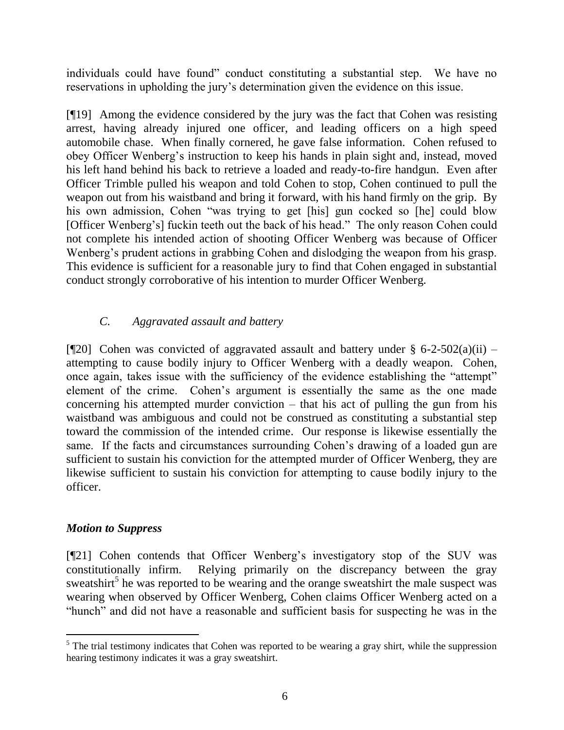individuals could have found" conduct constituting a substantial step. We have no reservations in upholding the jury's determination given the evidence on this issue.

[¶19] Among the evidence considered by the jury was the fact that Cohen was resisting arrest, having already injured one officer, and leading officers on a high speed automobile chase. When finally cornered, he gave false information. Cohen refused to obey Officer Wenberg's instruction to keep his hands in plain sight and, instead, moved his left hand behind his back to retrieve a loaded and ready-to-fire handgun. Even after Officer Trimble pulled his weapon and told Cohen to stop, Cohen continued to pull the weapon out from his waistband and bring it forward, with his hand firmly on the grip. By his own admission, Cohen "was trying to get [his] gun cocked so [he] could blow [Officer Wenberg's] fuckin teeth out the back of his head." The only reason Cohen could not complete his intended action of shooting Officer Wenberg was because of Officer Wenberg's prudent actions in grabbing Cohen and dislodging the weapon from his grasp. This evidence is sufficient for a reasonable jury to find that Cohen engaged in substantial conduct strongly corroborative of his intention to murder Officer Wenberg.

### *C. Aggravated assault and battery*

[¶20] Cohen was convicted of aggravated assault and battery under § 6-2-502(a)(ii) – attempting to cause bodily injury to Officer Wenberg with a deadly weapon. Cohen, once again, takes issue with the sufficiency of the evidence establishing the "attempt" element of the crime. Cohen's argument is essentially the same as the one made concerning his attempted murder conviction – that his act of pulling the gun from his waistband was ambiguous and could not be construed as constituting a substantial step toward the commission of the intended crime. Our response is likewise essentially the same. If the facts and circumstances surrounding Cohen's drawing of a loaded gun are sufficient to sustain his conviction for the attempted murder of Officer Wenberg, they are likewise sufficient to sustain his conviction for attempting to cause bodily injury to the officer.

## ***Motion to Suppress***

[¶21] Cohen contends that Officer Wenberg's investigatory stop of the SUV was constitutionally infirm. Relying primarily on the discrepancy between the gray sweatshirt[5] he was reported to be wearing and the orange sweatshirt the male suspect was wearing when observed by Officer Wenberg, Cohen claims Officer Wenberg acted on a "hunch" and did not have a reasonable and sufficient basis for suspecting he was in the

[5] The trial testimony indicates that Cohen was reported to be wearing a gray shirt, while the suppression hearing testimony indicates it was a gray sweatshirt.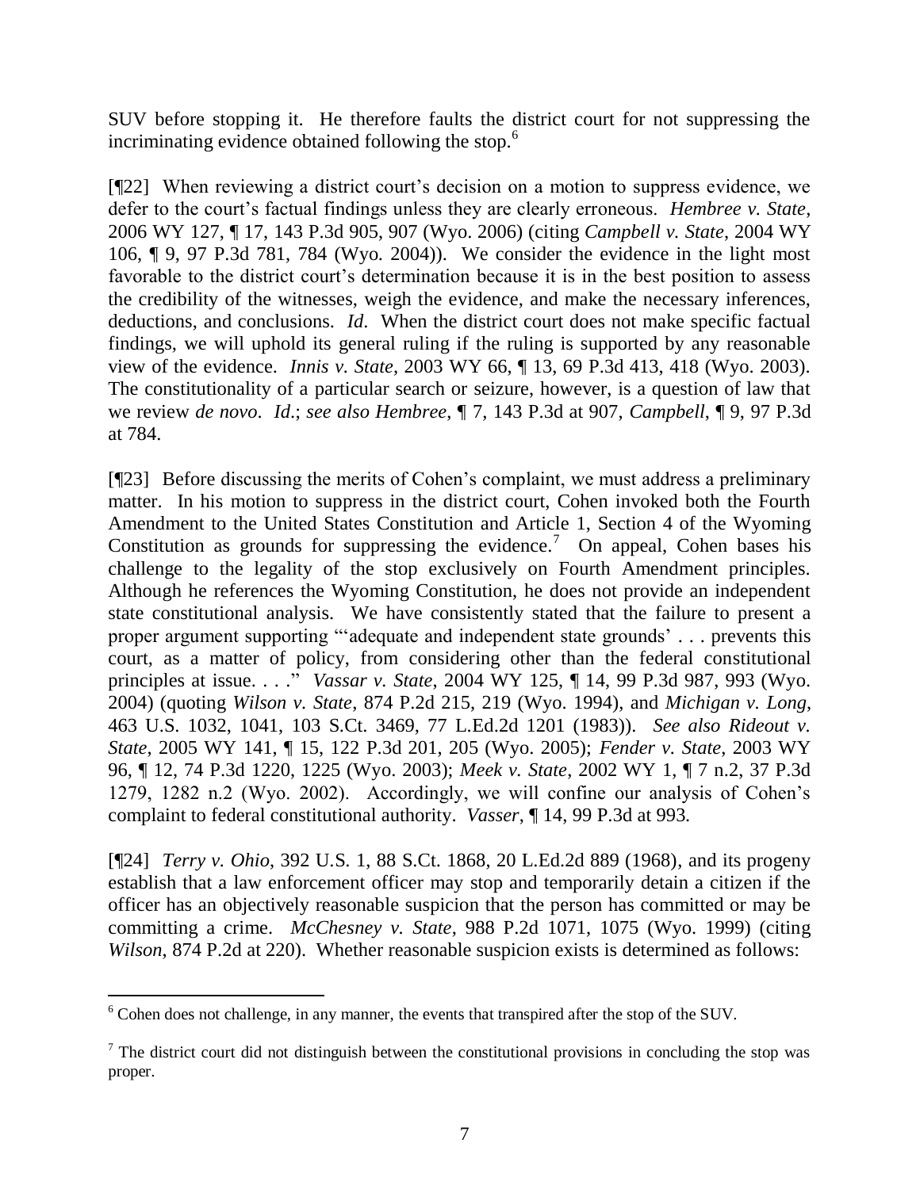SUV before stopping it. He therefore faults the district court for not suppressing the incriminating evidence obtained following the stop.[6]

[¶22] When reviewing a district court's decision on a motion to suppress evidence, we defer to the court's factual findings unless they are clearly erroneous. *Hembree v. State*, 2006 WY 127, ¶ 17, 143 P.3d 905, 907 (Wyo. 2006) (citing *Campbell v. State*, 2004 WY 106, ¶ 9, 97 P.3d 781, 784 (Wyo. 2004)). We consider the evidence in the light most favorable to the district court's determination because it is in the best position to assess the credibility of the witnesses, weigh the evidence, and make the necessary inferences, deductions, and conclusions. *Id*. When the district court does not make specific factual findings, we will uphold its general ruling if the ruling is supported by any reasonable view of the evidence. *Innis v. State*, 2003 WY 66, ¶ 13, 69 P.3d 413, 418 (Wyo. 2003). The constitutionality of a particular search or seizure, however, is a question of law that we review *de novo*. *Id*.; *see also Hembree*, ¶ 7, 143 P.3d at 907, *Campbell*, ¶ 9, 97 P.3d at 784.

[¶23] Before discussing the merits of Cohen's complaint, we must address a preliminary matter. In his motion to suppress in the district court, Cohen invoked both the Fourth Amendment to the United States Constitution and Article 1, Section 4 of the Wyoming Constitution as grounds for suppressing the evidence.[7] On appeal, Cohen bases his challenge to the legality of the stop exclusively on Fourth Amendment principles. Although he references the Wyoming Constitution, he does not provide an independent state constitutional analysis. We have consistently stated that the failure to present a proper argument supporting "'adequate and independent state grounds' . . . prevents this court, as a matter of policy, from considering other than the federal constitutional principles at issue. . . ." *Vassar v. State*, 2004 WY 125, ¶ 14, 99 P.3d 987, 993 (Wyo. 2004) (quoting *Wilson v. State*, 874 P.2d 215, 219 (Wyo. 1994), and *Michigan v. Long*, 463 U.S. 1032, 1041, 103 S.Ct. 3469, 77 L.Ed.2d 1201 (1983)). *See also Rideout v. State*, 2005 WY 141, ¶ 15, 122 P.3d 201, 205 (Wyo. 2005); *Fender v. State*, 2003 WY 96, ¶ 12, 74 P.3d 1220, 1225 (Wyo. 2003); *Meek v. State*, 2002 WY 1, ¶ 7 n.2, 37 P.3d 1279, 1282 n.2 (Wyo. 2002). Accordingly, we will confine our analysis of Cohen's complaint to federal constitutional authority. *Vasser*, ¶ 14, 99 P.3d at 993.

[¶24] *Terry v. Ohio*, 392 U.S. 1, 88 S.Ct. 1868, 20 L.Ed.2d 889 (1968), and its progeny establish that a law enforcement officer may stop and temporarily detain a citizen if the officer has an objectively reasonable suspicion that the person has committed or may be committing a crime. *McChesney v. State*, 988 P.2d 1071, 1075 (Wyo. 1999) (citing *Wilson*, 874 P.2d at 220). Whether reasonable suspicion exists is determined as follows:

---

[6] Cohen does not challenge, in any manner, the events that transpired after the stop of the SUV.

[7] The district court did not distinguish between the constitutional provisions in concluding the stop was proper.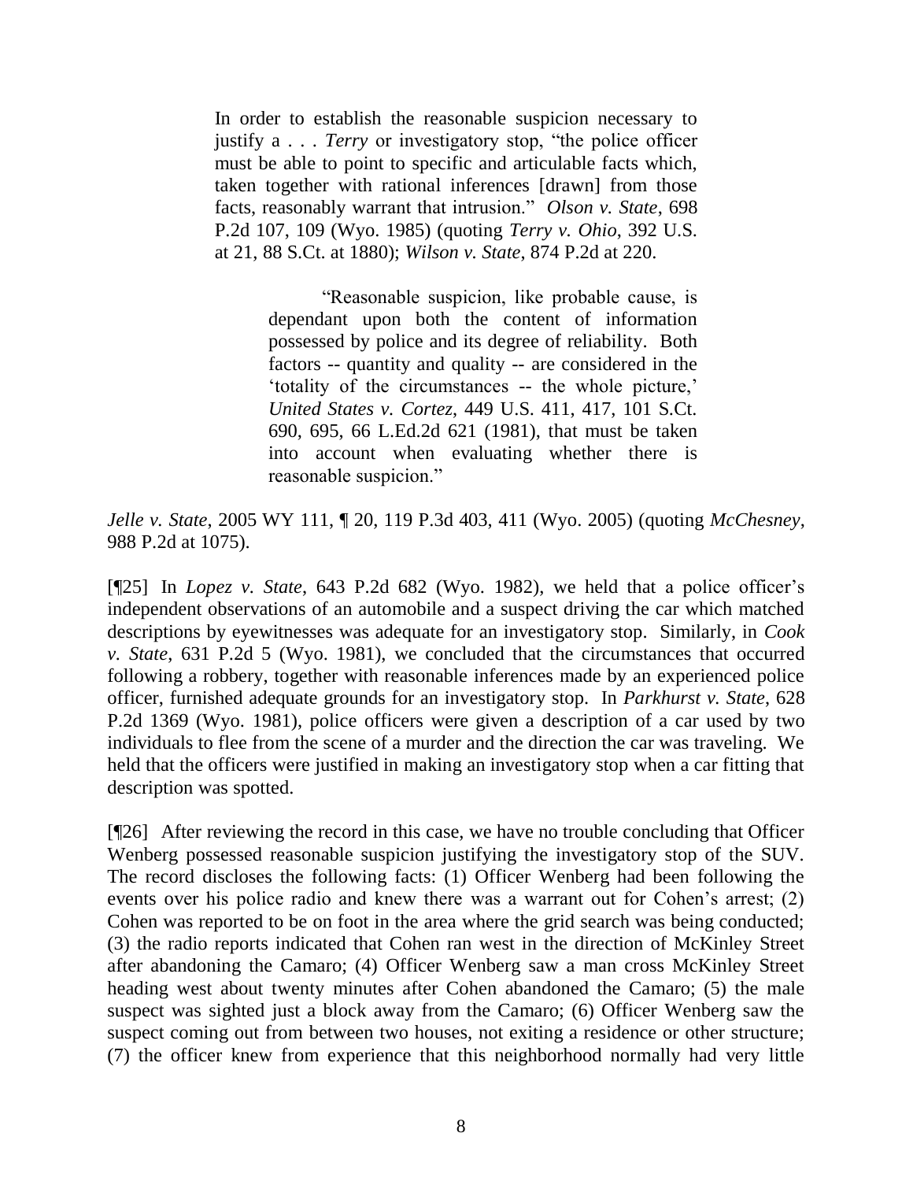> In order to establish the reasonable suspicion necessary to justify a . . . *Terry* or investigatory stop, "the police officer must be able to point to specific and articulable facts which, taken together with rational inferences [drawn] from those facts, reasonably warrant that intrusion." *Olson v. State*, 698 P.2d 107, 109 (Wyo. 1985) (quoting *Terry v. Ohio*, 392 U.S. at 21, 88 S.Ct. at 1880); *Wilson v. State*, 874 P.2d at 220.
>
> > "Reasonable suspicion, like probable cause, is dependant upon both the content of information possessed by police and its degree of reliability. Both factors -- quantity and quality -- are considered in the 'totality of the circumstances -- the whole picture,' *United States v. Cortez*, 449 U.S. 411, 417, 101 S.Ct. 690, 695, 66 L.Ed.2d 621 (1981), that must be taken into account when evaluating whether there is reasonable suspicion."

*Jelle v. State*, 2005 WY 111, ¶ 20, 119 P.3d 403, 411 (Wyo. 2005) (quoting *McChesney*, 988 P.2d at 1075).

[¶25] In *Lopez v. State*, 643 P.2d 682 (Wyo. 1982), we held that a police officer's independent observations of an automobile and a suspect driving the car which matched descriptions by eyewitnesses was adequate for an investigatory stop. Similarly, in *Cook v. State*, 631 P.2d 5 (Wyo. 1981), we concluded that the circumstances that occurred following a robbery, together with reasonable inferences made by an experienced police officer, furnished adequate grounds for an investigatory stop. In *Parkhurst v. State*, 628 P.2d 1369 (Wyo. 1981), police officers were given a description of a car used by two individuals to flee from the scene of a murder and the direction the car was traveling. We held that the officers were justified in making an investigatory stop when a car fitting that description was spotted.

[¶26] After reviewing the record in this case, we have no trouble concluding that Officer Wenberg possessed reasonable suspicion justifying the investigatory stop of the SUV. The record discloses the following facts: (1) Officer Wenberg had been following the events over his police radio and knew there was a warrant out for Cohen's arrest; (2) Cohen was reported to be on foot in the area where the grid search was being conducted; (3) the radio reports indicated that Cohen ran west in the direction of McKinley Street after abandoning the Camaro; (4) Officer Wenberg saw a man cross McKinley Street heading west about twenty minutes after Cohen abandoned the Camaro; (5) the male suspect was sighted just a block away from the Camaro; (6) Officer Wenberg saw the suspect coming out from between two houses, not exiting a residence or other structure; (7) the officer knew from experience that this neighborhood normally had very little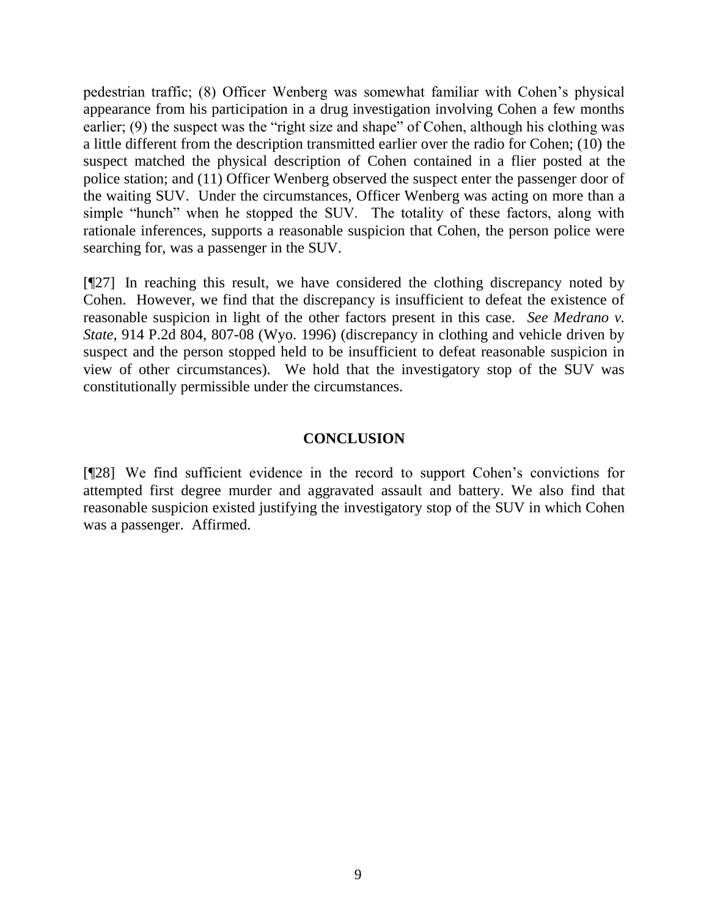pedestrian traffic; (8) Officer Wenberg was somewhat familiar with Cohen's physical appearance from his participation in a drug investigation involving Cohen a few months earlier; (9) the suspect was the "right size and shape" of Cohen, although his clothing was a little different from the description transmitted earlier over the radio for Cohen; (10) the suspect matched the physical description of Cohen contained in a flier posted at the police station; and (11) Officer Wenberg observed the suspect enter the passenger door of the waiting SUV. Under the circumstances, Officer Wenberg was acting on more than a simple "hunch" when he stopped the SUV. The totality of these factors, along with rationale inferences, supports a reasonable suspicion that Cohen, the person police were searching for, was a passenger in the SUV.

[¶27] In reaching this result, we have considered the clothing discrepancy noted by Cohen. However, we find that the discrepancy is insufficient to defeat the existence of reasonable suspicion in light of the other factors present in this case. *See Medrano v. State*, 914 P.2d 804, 807-08 (Wyo. 1996) (discrepancy in clothing and vehicle driven by suspect and the person stopped held to be insufficient to defeat reasonable suspicion in view of other circumstances). We hold that the investigatory stop of the SUV was constitutionally permissible under the circumstances.

## CONCLUSION

[¶28] We find sufficient evidence in the record to support Cohen's convictions for attempted first degree murder and aggravated assault and battery. We also find that reasonable suspicion existed justifying the investigatory stop of the SUV in which Cohen was a passenger. Affirmed.